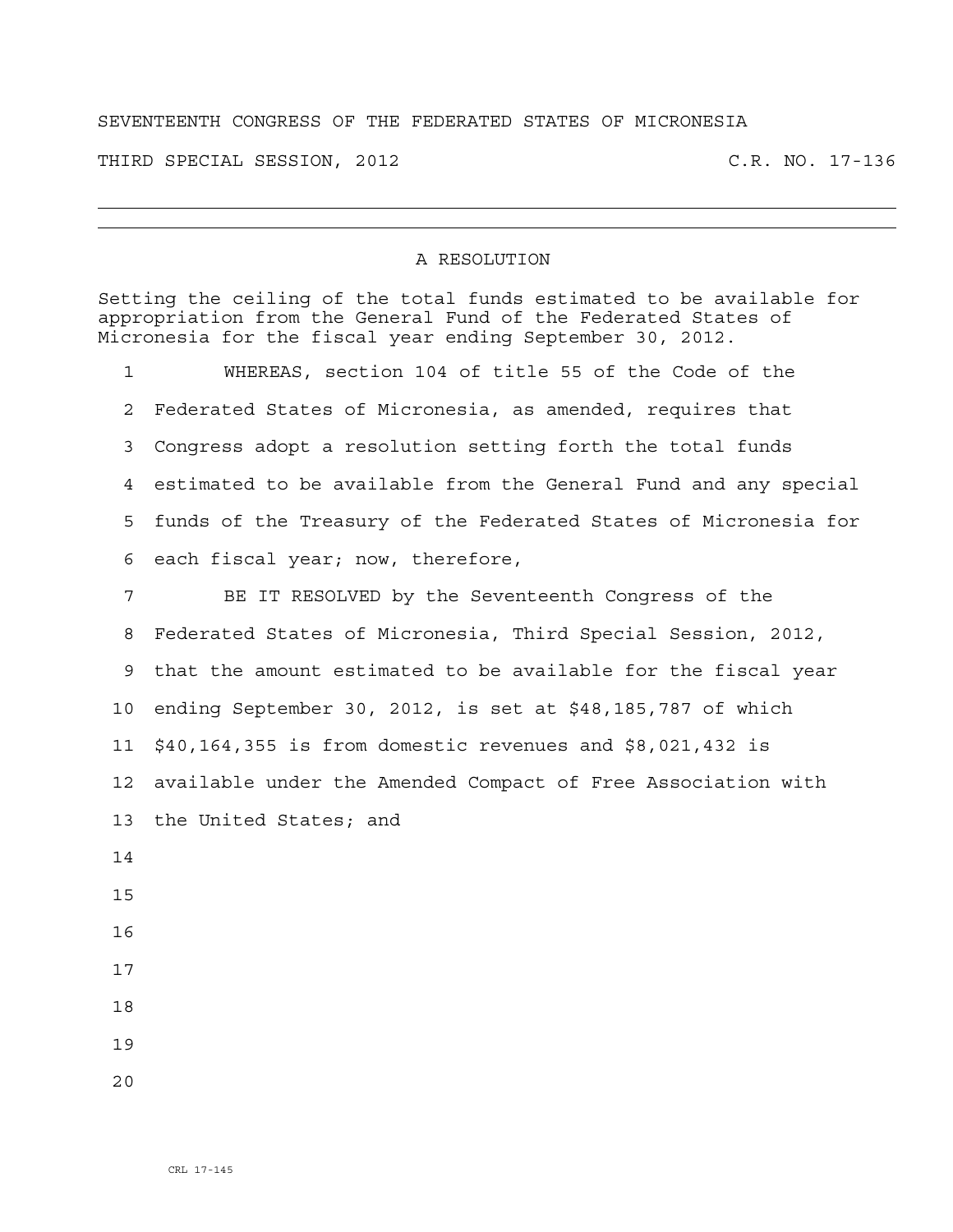SEVENTEENTH CONGRESS OF THE FEDERATED STATES OF MICRONESIA

THIRD SPECIAL SESSION, 2012 C.R. NO. 17-136

---

## A RESOLUTION

Setting the ceiling of the total funds estimated to be available for appropriation from the General Fund of the Federated States of Micronesia for the fiscal year ending September 30, 2012.

WHEREAS, section 104 of title 55 of the Code of the Federated States of Micronesia, as amended, requires that Congress adopt a resolution setting forth the total funds estimated to be available from the General Fund and any special funds of the Treasury of the Federated States of Micronesia for each fiscal year; now, therefore,

BE IT RESOLVED by the Seventeenth Congress of the Federated States of Micronesia, Third Special Session, 2012, that the amount estimated to be available for the fiscal year ending September 30, 2012, is set at $48,185,787 of which $40,164,355 is from domestic revenues and $8,021,432 is available under the Amended Compact of Free Association with the United States; and

CRL 17-145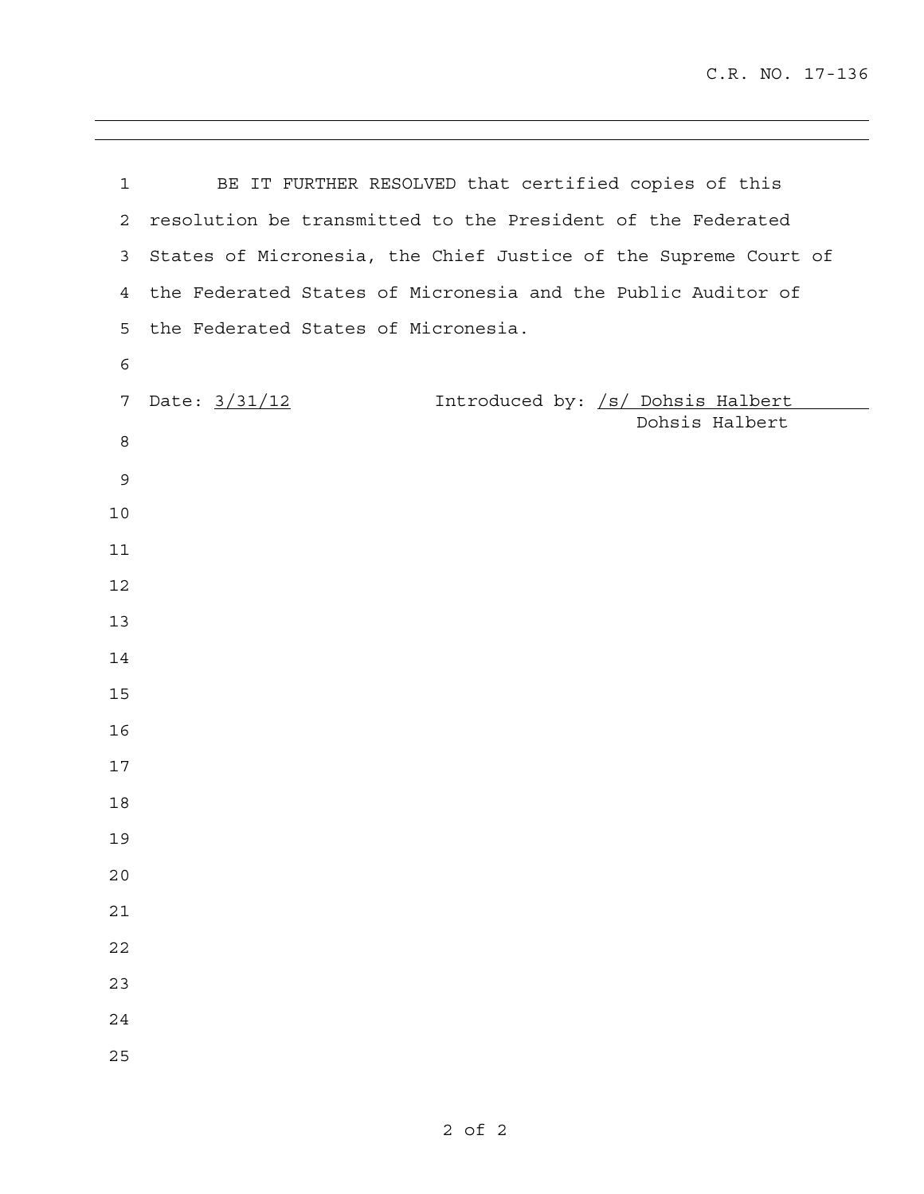BE IT FURTHER RESOLVED that certified copies of this resolution be transmitted to the President of the Federated States of Micronesia, the Chief Justice of the Supreme Court of the Federated States of Micronesia and the Public Auditor of the Federated States of Micronesia.

Date: 3/31/12

Introduced by: /s/ Dohsis Halbert
Dohsis Halbert